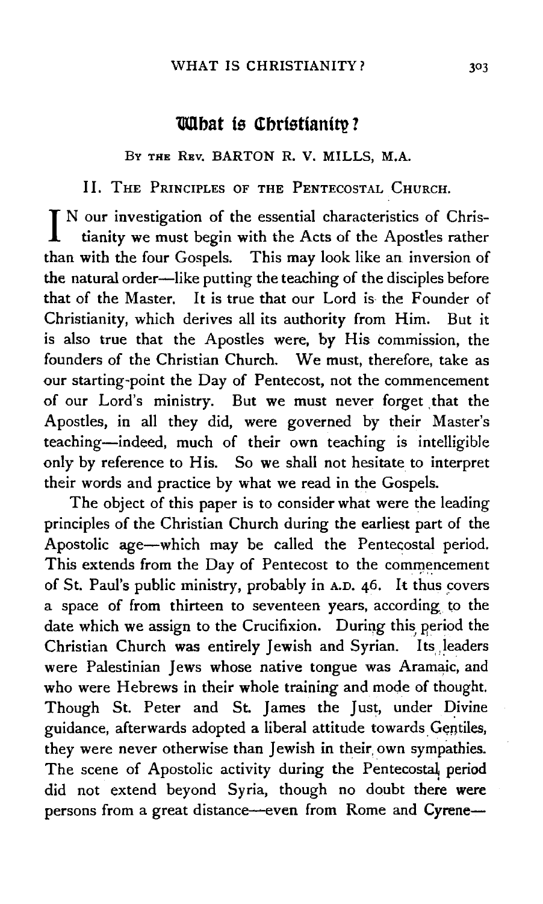# What is Christianity?

By the Rev. BARTON R. V. MILLS, M.A.

## II. The Principles of the Pentecostal Church.

IN our investigation of the essential characteristics of Christianity we must begin with the Acts of the Apostles rather than with the four Gospels. This may look like an inversion of the natural order—like putting the teaching of the disciples before that of the Master. It is true that our Lord is the Founder of Christianity, which derives all its authority from Him. But it is also true that the Apostles were, by His commission, the founders of the Christian Church. We must, therefore, take as our starting-point the Day of Pentecost, not the commencement of our Lord's ministry. But we must never forget that the Apostles, in all they did, were governed by their Master's teaching—indeed, much of their own teaching is intelligible only by reference to His. So we shall not hesitate to interpret their words and practice by what we read in the Gospels.

The object of this paper is to consider what were the leading principles of the Christian Church during the earliest part of the Apostolic age—which may be called the Pentecostal period. This extends from the Day of Pentecost to the commencement of St. Paul's public ministry, probably in A.D. 46. It thus covers a space of from thirteen to seventeen years, according to the date which we assign to the Crucifixion. During this period the Christian Church was entirely Jewish and Syrian. Its leaders were Palestinian Jews whose native tongue was Aramaic, and who were Hebrews in their whole training and mode of thought. Though St. Peter and St. James the Just, under Divine guidance, afterwards adopted a liberal attitude towards Gentiles, they were never otherwise than Jewish in their own sympathies. The scene of Apostolic activity during the Pentecostal period did not extend beyond Syria, though no doubt there were persons from a great distance—even from Rome and Cyrene—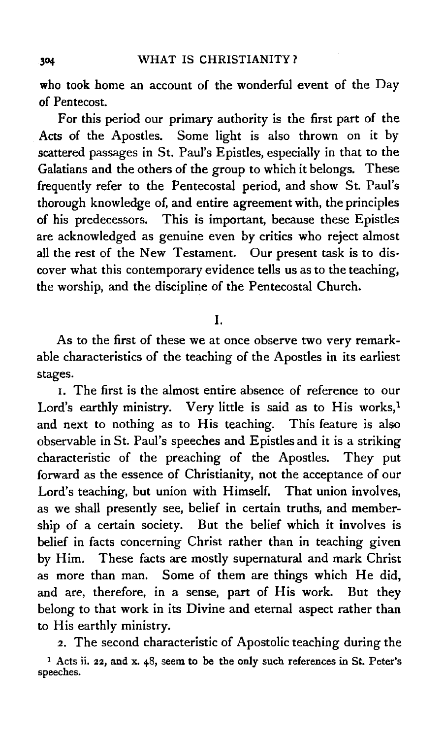who took home an account of the wonderful event of the Day of Pentecost.

For this period our primary authority is the first part of the Acts of the Apostles. Some light is also thrown on it by scattered passages in St. Paul's Epistles, especially in that to the Galatians and the others of the group to which it belongs. These frequently refer to the Pentecostal period, and show St. Paul's thorough knowledge of, and entire agreement with, the principles of his predecessors. This is important, because these Epistles are acknowledged as genuine even by critics who reject almost all the rest of the New Testament. Our present task is to discover what this contemporary evidence tells us as to the teaching, the worship, and the discipline of the Pentecostal Church.

## I.

As to the first of these we at once observe two very remarkable characteristics of the teaching of the Apostles in its earliest stages.

1. The first is the almost entire absence of reference to our Lord's earthly ministry. Very little is said as to His works,[1] and next to nothing as to His teaching. This feature is also observable in St. Paul's speeches and Epistles and it is a striking characteristic of the preaching of the Apostles. They put forward as the essence of Christianity, not the acceptance of our Lord's teaching, but union with Himself. That union involves, as we shall presently see, belief in certain truths, and membership of a certain society. But the belief which it involves is belief in facts concerning Christ rather than in teaching given by Him. These facts are mostly supernatural and mark Christ as more than man. Some of them are things which He did, and are, therefore, in a sense, part of His work. But they belong to that work in its Divine and eternal aspect rather than to His earthly ministry.

2. The second characteristic of Apostolic teaching during the

[1] Acts ii. 22, and x. 48, seem to be the only such references in St. Peter's speeches.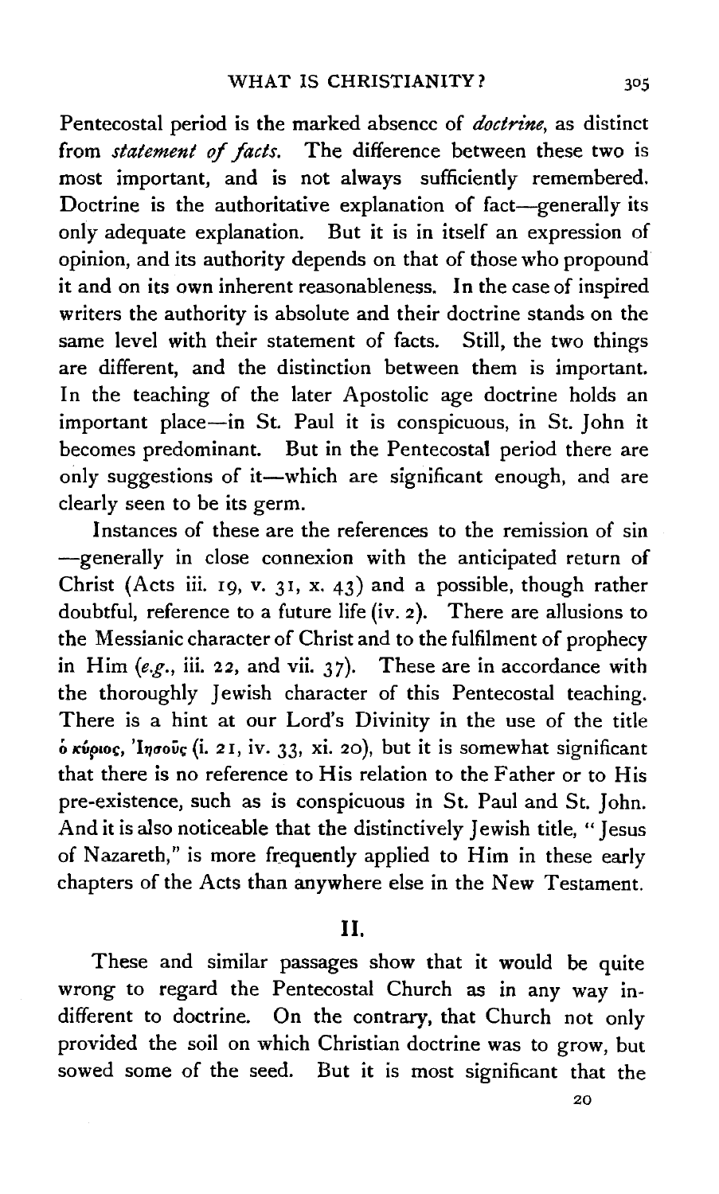Pentecostal period is the marked absence of *doctrine*, as distinct from *statement of facts*. The difference between these two is most important, and is not always sufficiently remembered. Doctrine is the authoritative explanation of fact—generally its only adequate explanation. But it is in itself an expression of opinion, and its authority depends on that of those who propound it and on its own inherent reasonableness. In the case of inspired writers the authority is absolute and their doctrine stands on the same level with their statement of facts. Still, the two things are different, and the distinction between them is important. In the teaching of the later Apostolic age doctrine holds an important place—in St. Paul it is conspicuous, in St. John it becomes predominant. But in the Pentecostal period there are only suggestions of it—which are significant enough, and are clearly seen to be its germ.

Instances of these are the references to the remission of sin —generally in close connexion with the anticipated return of Christ (Acts iii. 19, v. 31, x. 43) and a possible, though rather doubtful, reference to a future life (iv. 2). There are allusions to the Messianic character of Christ and to the fulfilment of prophecy in Him (*e.g.*, iii. 22, and vii. 37). These are in accordance with the thoroughly Jewish character of this Pentecostal teaching. There is a hint at our Lord's Divinity in the use of the title ὁ κύριος, Ἰησοῦς (i. 21, iv. 33, xi. 20), but it is somewhat significant that there is no reference to His relation to the Father or to His pre-existence, such as is conspicuous in St. Paul and St. John. And it is also noticeable that the distinctively Jewish title, "Jesus of Nazareth," is more frequently applied to Him in these early chapters of the Acts than anywhere else in the New Testament.

## II.

These and similar passages show that it would be quite wrong to regard the Pentecostal Church as in any way indifferent to doctrine. On the contrary, that Church not only provided the soil on which Christian doctrine was to grow, but sowed some of the seed. But it is most significant that the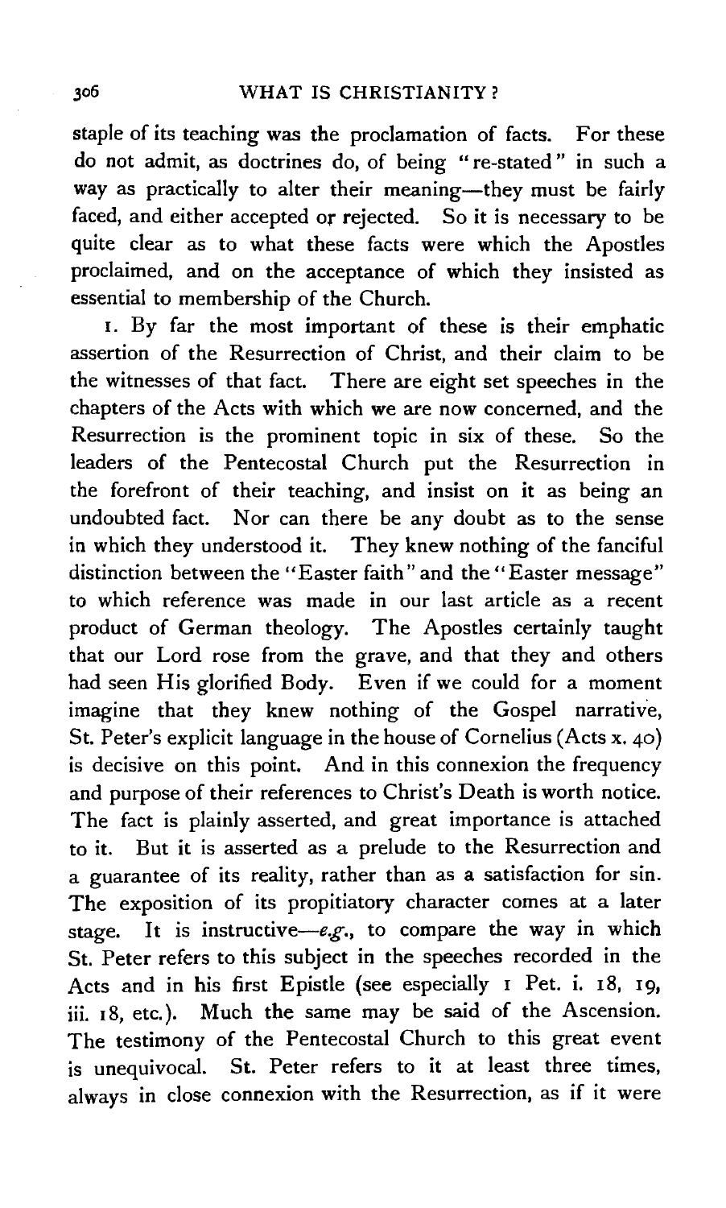staple of its teaching was the proclamation of facts. For these do not admit, as doctrines do, of being "re-stated" in such a way as practically to alter their meaning—they must be fairly faced, and either accepted or rejected. So it is necessary to be quite clear as to what these facts were which the Apostles proclaimed, and on the acceptance of which they insisted as essential to membership of the Church.

1. By far the most important of these is their emphatic assertion of the Resurrection of Christ, and their claim to be the witnesses of that fact. There are eight set speeches in the chapters of the Acts with which we are now concerned, and the Resurrection is the prominent topic in six of these. So the leaders of the Pentecostal Church put the Resurrection in the forefront of their teaching, and insist on it as being an undoubted fact. Nor can there be any doubt as to the sense in which they understood it. They knew nothing of the fanciful distinction between the "Easter faith" and the "Easter message" to which reference was made in our last article as a recent product of German theology. The Apostles certainly taught that our Lord rose from the grave, and that they and others had seen His glorified Body. Even if we could for a moment imagine that they knew nothing of the Gospel narrative, St. Peter's explicit language in the house of Cornelius (Acts x. 40) is decisive on this point. And in this connexion the frequency and purpose of their references to Christ's Death is worth notice. The fact is plainly asserted, and great importance is attached to it. But it is asserted as a prelude to the Resurrection and a guarantee of its reality, rather than as a satisfaction for sin. The exposition of its propitiatory character comes at a later stage. It is instructive—*e.g.*, to compare the way in which St. Peter refers to this subject in the speeches recorded in the Acts and in his first Epistle (see especially 1 Pet. i. 18, 19, iii. 18, etc.). Much the same may be said of the Ascension. The testimony of the Pentecostal Church to this great event is unequivocal. St. Peter refers to it at least three times, always in close connexion with the Resurrection, as if it were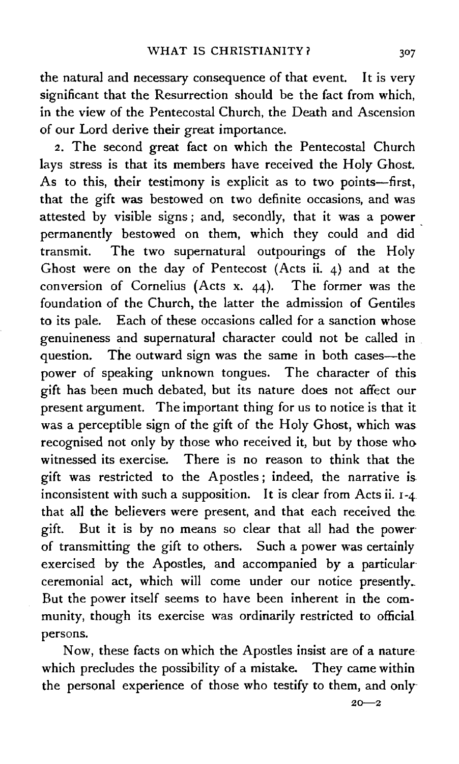the natural and necessary consequence of that event. It is very significant that the Resurrection should be the fact from which, in the view of the Pentecostal Church, the Death and Ascension of our Lord derive their great importance.

2. The second great fact on which the Pentecostal Church lays stress is that its members have received the Holy Ghost. As to this, their testimony is explicit as to two points—first, that the gift was bestowed on two definite occasions, and was attested by visible signs; and, secondly, that it was a power permanently bestowed on them, which they could and did transmit. The two supernatural outpourings of the Holy Ghost were on the day of Pentecost (Acts ii. 4) and at the conversion of Cornelius (Acts x. 44). The former was the foundation of the Church, the latter the admission of Gentiles to its pale. Each of these occasions called for a sanction whose genuineness and supernatural character could not be called in question. The outward sign was the same in both cases—the power of speaking unknown tongues. The character of this gift has been much debated, but its nature does not affect our present argument. The important thing for us to notice is that it was a perceptible sign of the gift of the Holy Ghost, which was recognised not only by those who received it, but by those who witnessed its exercise. There is no reason to think that the gift was restricted to the Apostles; indeed, the narrative is inconsistent with such a supposition. It is clear from Acts ii. 1-4 that all the believers were present, and that each received the gift. But it is by no means so clear that all had the power of transmitting the gift to others. Such a power was certainly exercised by the Apostles, and accompanied by a particular ceremonial act, which will come under our notice presently. But the power itself seems to have been inherent in the community, though its exercise was ordinarily restricted to official persons.

Now, these facts on which the Apostles insist are of a nature which precludes the possibility of a mistake. They came within the personal experience of those who testify to them, and only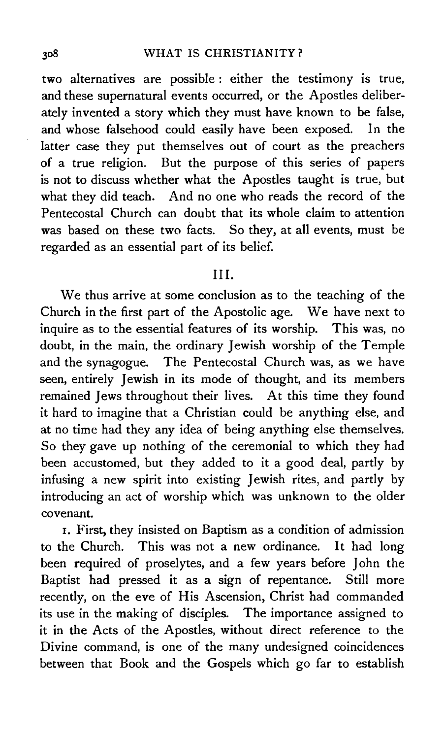two alternatives are possible: either the testimony is true, and these supernatural events occurred, or the Apostles deliberately invented a story which they must have known to be false, and whose falsehood could easily have been exposed. In the latter case they put themselves out of court as the preachers of a true religion. But the purpose of this series of papers is not to discuss whether what the Apostles taught is true, but what they did teach. And no one who reads the record of the Pentecostal Church can doubt that its whole claim to attention was based on these two facts. So they, at all events, must be regarded as an essential part of its belief.

## III.

We thus arrive at some conclusion as to the teaching of the Church in the first part of the Apostolic age. We have next to inquire as to the essential features of its worship. This was, no doubt, in the main, the ordinary Jewish worship of the Temple and the synagogue. The Pentecostal Church was, as we have seen, entirely Jewish in its mode of thought, and its members remained Jews throughout their lives. At this time they found it hard to imagine that a Christian could be anything else, and at no time had they any idea of being anything else themselves. So they gave up nothing of the ceremonial to which they had been accustomed, but they added to it a good deal, partly by infusing a new spirit into existing Jewish rites, and partly by introducing an act of worship which was unknown to the older covenant.

1. First, they insisted on Baptism as a condition of admission to the Church. This was not a new ordinance. It had long been required of proselytes, and a few years before John the Baptist had pressed it as a sign of repentance. Still more recently, on the eve of His Ascension, Christ had commanded its use in the making of disciples. The importance assigned to it in the Acts of the Apostles, without direct reference to the Divine command, is one of the many undesigned coincidences between that Book and the Gospels which go far to establish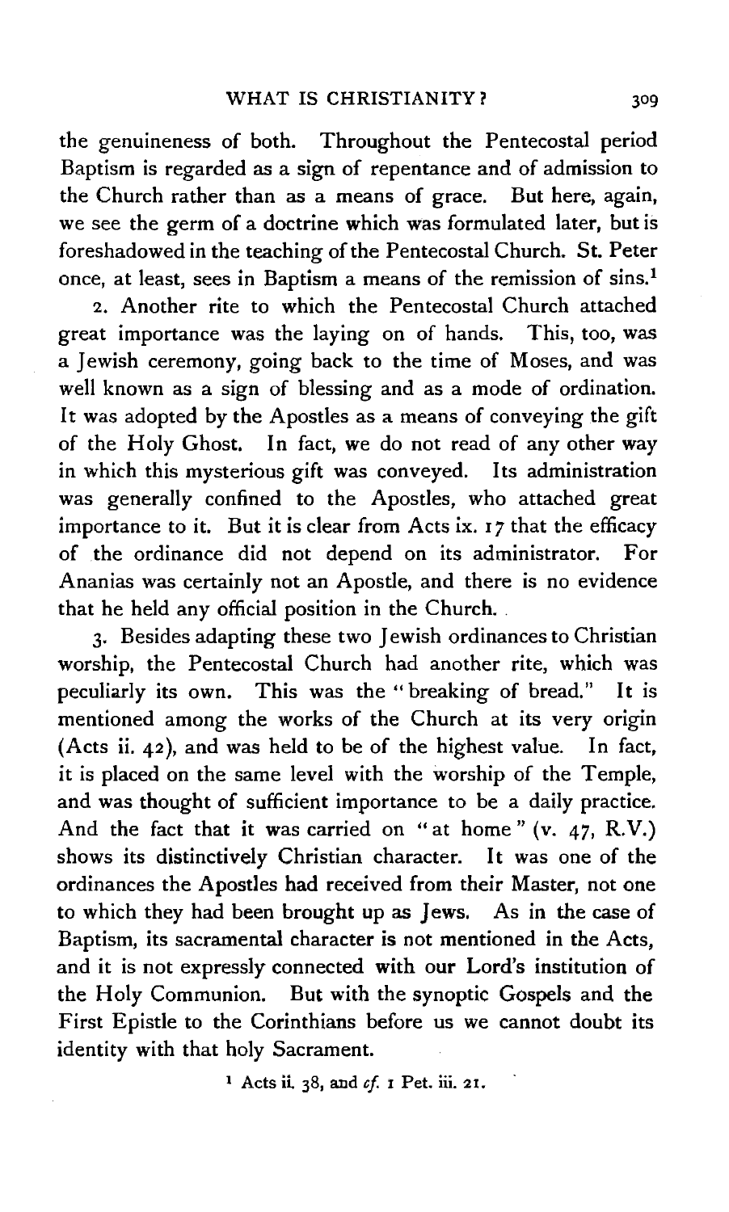the genuineness of both. Throughout the Pentecostal period Baptism is regarded as a sign of repentance and of admission to the Church rather than as a means of grace. But here, again, we see the germ of a doctrine which was formulated later, but is foreshadowed in the teaching of the Pentecostal Church. St. Peter once, at least, sees in Baptism a means of the remission of sins.[1]

2. Another rite to which the Pentecostal Church attached great importance was the laying on of hands. This, too, was a Jewish ceremony, going back to the time of Moses, and was well known as a sign of blessing and as a mode of ordination. It was adopted by the Apostles as a means of conveying the gift of the Holy Ghost. In fact, we do not read of any other way in which this mysterious gift was conveyed. Its administration was generally confined to the Apostles, who attached great importance to it. But it is clear from Acts ix. 17 that the efficacy of the ordinance did not depend on its administrator. For Ananias was certainly not an Apostle, and there is no evidence that he held any official position in the Church.

3. Besides adapting these two Jewish ordinances to Christian worship, the Pentecostal Church had another rite, which was peculiarly its own. This was the "breaking of bread." It is mentioned among the works of the Church at its very origin (Acts ii. 42), and was held to be of the highest value. In fact, it is placed on the same level with the worship of the Temple, and was thought of sufficient importance to be a daily practice. And the fact that it was carried on "at home" (v. 47, R.V.) shows its distinctively Christian character. It was one of the ordinances the Apostles had received from their Master, not one to which they had been brought up as Jews. As in the case of Baptism, its sacramental character is not mentioned in the Acts, and it is not expressly connected with our Lord's institution of the Holy Communion. But with the synoptic Gospels and the First Epistle to the Corinthians before us we cannot doubt its identity with that holy Sacrament.

[1] Acts ii. 38, and *cf.* 1 Pet. iii. 21.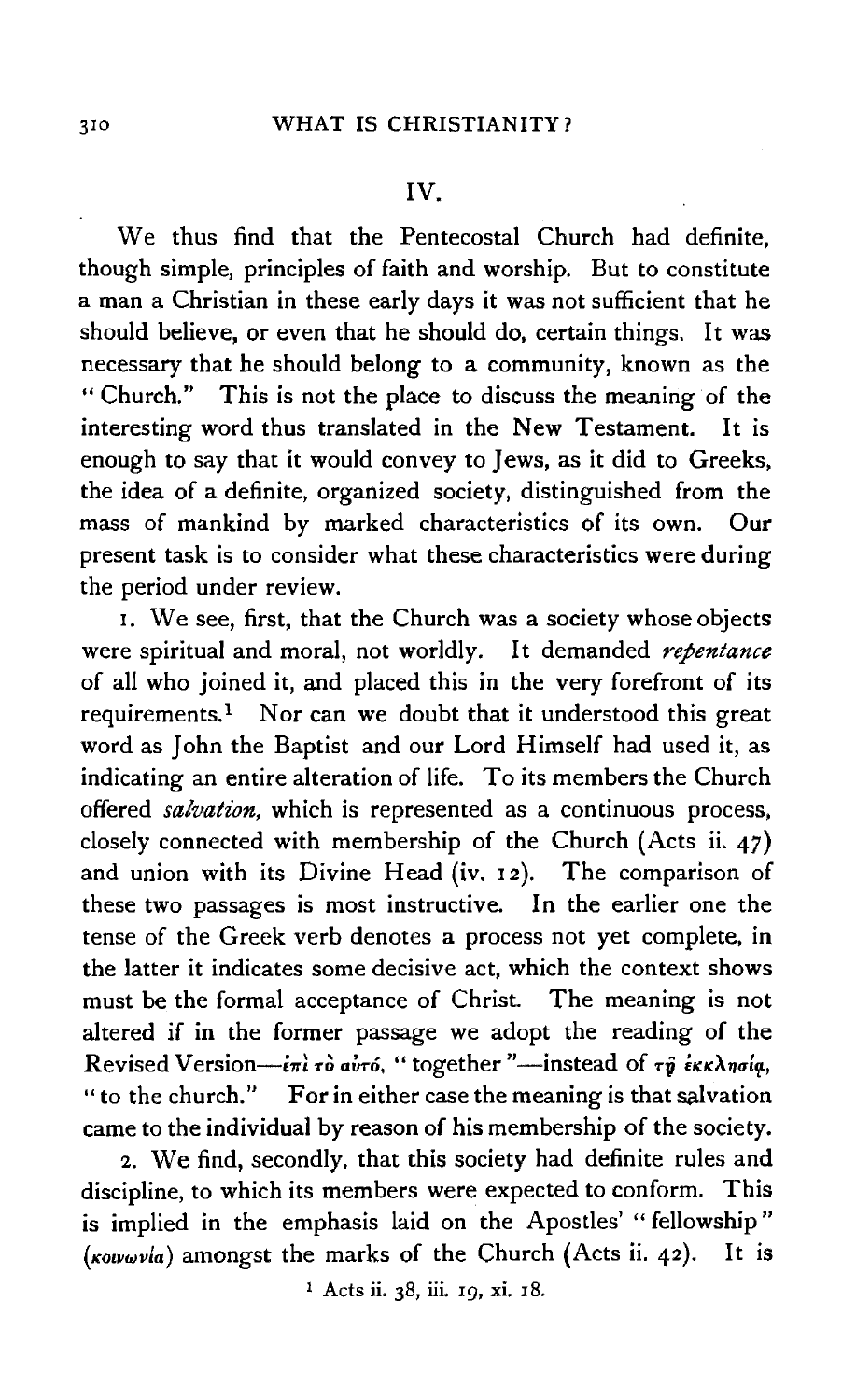## IV.

We thus find that the Pentecostal Church had definite, though simple, principles of faith and worship. But to constitute a man a Christian in these early days it was not sufficient that he should believe, or even that he should do, certain things. It was necessary that he should belong to a community, known as the "Church." This is not the place to discuss the meaning of the interesting word thus translated in the New Testament. It is enough to say that it would convey to Jews, as it did to Greeks, the idea of a definite, organized society, distinguished from the mass of mankind by marked characteristics of its own. Our present task is to consider what these characteristics were during the period under review.

1. We see, first, that the Church was a society whose objects were spiritual and moral, not worldly. It demanded *repentance* of all who joined it, and placed this in the very forefront of its requirements.[1] Nor can we doubt that it understood this great word as John the Baptist and our Lord Himself had used it, as indicating an entire alteration of life. To its members the Church offered *salvation*, which is represented as a continuous process, closely connected with membership of the Church (Acts ii. 47) and union with its Divine Head (iv. 12). The comparison of these two passages is most instructive. In the earlier one the tense of the Greek verb denotes a process not yet complete, in the latter it indicates some decisive act, which the context shows must be the formal acceptance of Christ. The meaning is not altered if in the former passage we adopt the reading of the Revised Version—ἐπὶ τὸ αὐτό, "together"—instead of τῇ ἐκκλησίᾳ, "to the church." For in either case the meaning is that salvation came to the individual by reason of his membership of the society.

2. We find, secondly, that this society had definite rules and discipline, to which its members were expected to conform. This is implied in the emphasis laid on the Apostles' "fellowship" (κοινωνία) amongst the marks of the Church (Acts ii. 42). It is

[1] Acts ii. 38, iii. 19, xi. 18.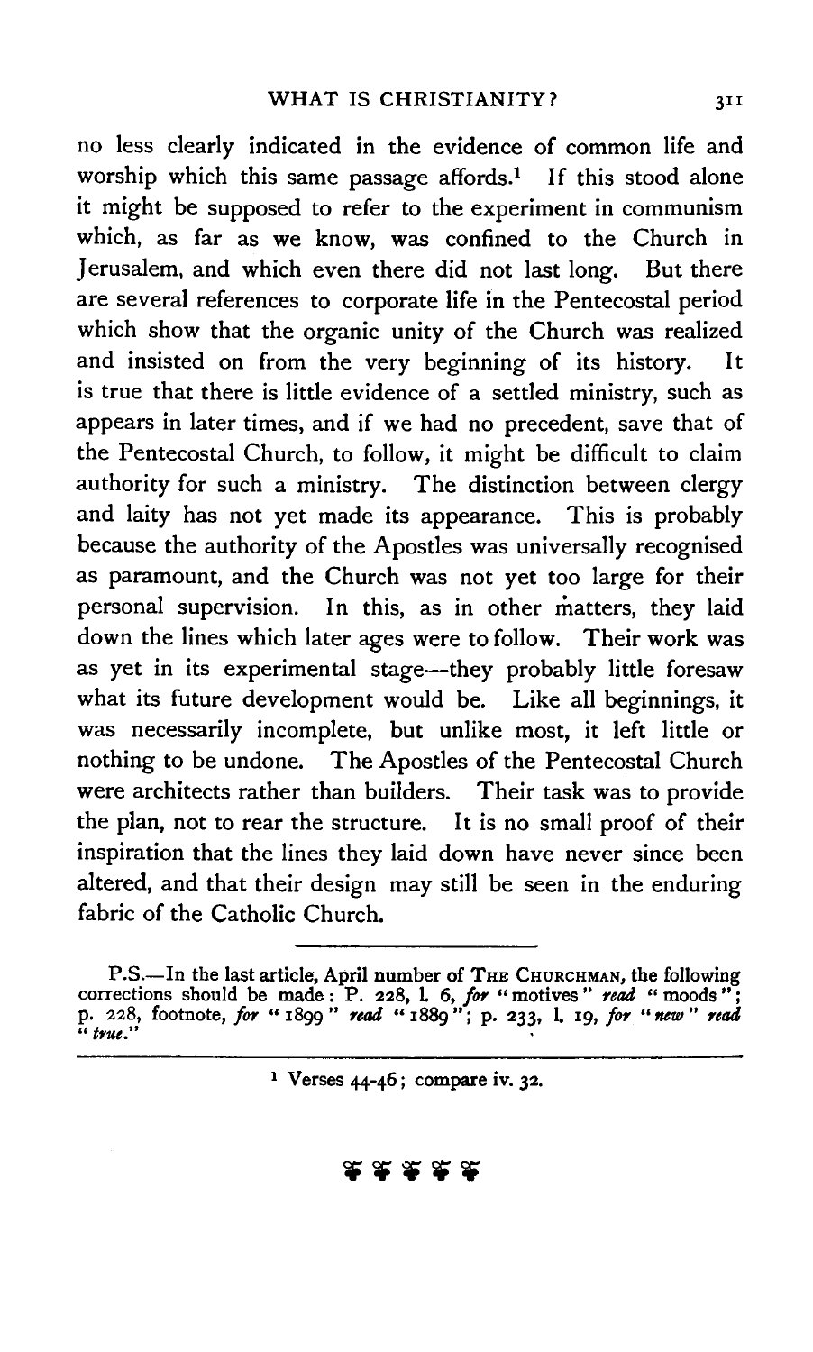no less clearly indicated in the evidence of common life and worship which this same passage affords.[1] If this stood alone it might be supposed to refer to the experiment in communism which, as far as we know, was confined to the Church in Jerusalem, and which even there did not last long. But there are several references to corporate life in the Pentecostal period which show that the organic unity of the Church was realized and insisted on from the very beginning of its history. It is true that there is little evidence of a settled ministry, such as appears in later times, and if we had no precedent, save that of the Pentecostal Church, to follow, it might be difficult to claim authority for such a ministry. The distinction between clergy and laity has not yet made its appearance. This is probably because the authority of the Apostles was universally recognised as paramount, and the Church was not yet too large for their personal supervision. In this, as in other matters, they laid down the lines which later ages were to follow. Their work was as yet in its experimental stage—they probably little foresaw what its future development would be. Like all beginnings, it was necessarily incomplete, but unlike most, it left little or nothing to be undone. The Apostles of the Pentecostal Church were architects rather than builders. Their task was to provide the plan, not to rear the structure. It is no small proof of their inspiration that the lines they laid down have never since been altered, and that their design may still be seen in the enduring fabric of the Catholic Church.

---

P.S.—In the last article, April number of THE CHURCHMAN, the following corrections should be made: P. 228, l. 6, *for* "motives" *read* "moods"; p. 228, footnote, *for* "1899" *read* "1889"; p. 233, l. 19, *for* "*new*" *read* "*true*."

[1] Verses 44-46; compare iv. 32.